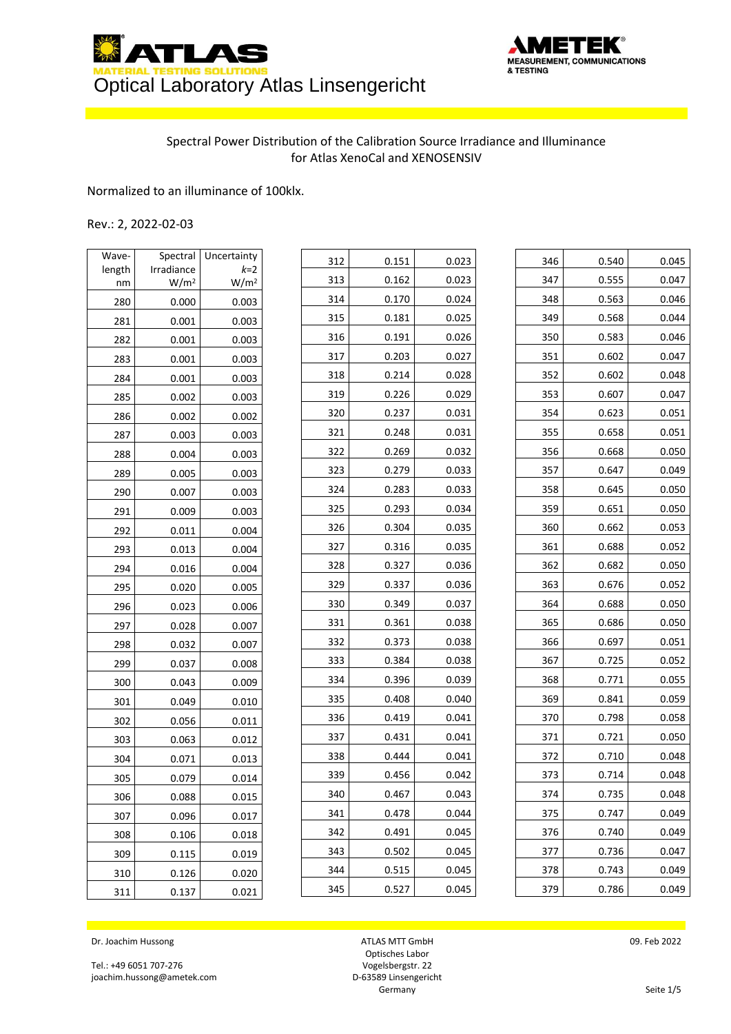ATLAS MATERIAL TESTING SOLUTIONS — AMETEK MEASUREMENT, COMMUNICATIONS & TESTING

# Optical Laboratory Atlas Linsengericht

## Spectral Power Distribution of the Calibration Source Irradiance and Illuminance for Atlas XenoCal and XENOSENSIV

Normalized to an illuminance of 100klx.

Rev.: 2, 2022-02-03

| Wave-length nm | Spectral Irradiance W/m² | Uncertainty $k$=2 W/m² |
|---|---|---|
| 280 | 0.000 | 0.003 |
| 281 | 0.001 | 0.003 |
| 282 | 0.001 | 0.003 |
| 283 | 0.001 | 0.003 |
| 284 | 0.001 | 0.003 |
| 285 | 0.002 | 0.003 |
| 286 | 0.002 | 0.002 |
| 287 | 0.003 | 0.003 |
| 288 | 0.004 | 0.003 |
| 289 | 0.005 | 0.003 |
| 290 | 0.007 | 0.003 |
| 291 | 0.009 | 0.003 |
| 292 | 0.011 | 0.004 |
| 293 | 0.013 | 0.004 |
| 294 | 0.016 | 0.004 |
| 295 | 0.020 | 0.005 |
| 296 | 0.023 | 0.006 |
| 297 | 0.028 | 0.007 |
| 298 | 0.032 | 0.007 |
| 299 | 0.037 | 0.008 |
| 300 | 0.043 | 0.009 |
| 301 | 0.049 | 0.010 |
| 302 | 0.056 | 0.011 |
| 303 | 0.063 | 0.012 |
| 304 | 0.071 | 0.013 |
| 305 | 0.079 | 0.014 |
| 306 | 0.088 | 0.015 |
| 307 | 0.096 | 0.017 |
| 308 | 0.106 | 0.018 |
| 309 | 0.115 | 0.019 |
| 310 | 0.126 | 0.020 |
| 311 | 0.137 | 0.021 |
| 312 | 0.151 | 0.023 |
| 313 | 0.162 | 0.023 |
| 314 | 0.170 | 0.024 |
| 315 | 0.181 | 0.025 |
| 316 | 0.191 | 0.026 |
| 317 | 0.203 | 0.027 |
| 318 | 0.214 | 0.028 |
| 319 | 0.226 | 0.029 |
| 320 | 0.237 | 0.031 |
| 321 | 0.248 | 0.031 |
| 322 | 0.269 | 0.032 |
| 323 | 0.279 | 0.033 |
| 324 | 0.283 | 0.033 |
| 325 | 0.293 | 0.034 |
| 326 | 0.304 | 0.035 |
| 327 | 0.316 | 0.035 |
| 328 | 0.327 | 0.036 |
| 329 | 0.337 | 0.036 |
| 330 | 0.349 | 0.037 |
| 331 | 0.361 | 0.038 |
| 332 | 0.373 | 0.038 |
| 333 | 0.384 | 0.038 |
| 334 | 0.396 | 0.039 |
| 335 | 0.408 | 0.040 |
| 336 | 0.419 | 0.041 |
| 337 | 0.431 | 0.041 |
| 338 | 0.444 | 0.041 |
| 339 | 0.456 | 0.042 |
| 340 | 0.467 | 0.043 |
| 341 | 0.478 | 0.044 |
| 342 | 0.491 | 0.045 |
| 343 | 0.502 | 0.045 |
| 344 | 0.515 | 0.045 |
| 345 | 0.527 | 0.045 |
| 346 | 0.540 | 0.045 |
| 347 | 0.555 | 0.047 |
| 348 | 0.563 | 0.046 |
| 349 | 0.568 | 0.044 |
| 350 | 0.583 | 0.046 |
| 351 | 0.602 | 0.047 |
| 352 | 0.602 | 0.048 |
| 353 | 0.607 | 0.047 |
| 354 | 0.623 | 0.051 |
| 355 | 0.658 | 0.051 |
| 356 | 0.668 | 0.050 |
| 357 | 0.647 | 0.049 |
| 358 | 0.645 | 0.050 |
| 359 | 0.651 | 0.050 |
| 360 | 0.662 | 0.053 |
| 361 | 0.688 | 0.052 |
| 362 | 0.682 | 0.050 |
| 363 | 0.676 | 0.052 |
| 364 | 0.688 | 0.050 |
| 365 | 0.686 | 0.050 |
| 366 | 0.697 | 0.051 |
| 367 | 0.725 | 0.052 |
| 368 | 0.771 | 0.055 |
| 369 | 0.841 | 0.059 |
| 370 | 0.798 | 0.058 |
| 371 | 0.721 | 0.050 |
| 372 | 0.710 | 0.048 |
| 373 | 0.714 | 0.048 |
| 374 | 0.735 | 0.048 |
| 375 | 0.747 | 0.049 |
| 376 | 0.740 | 0.049 |
| 377 | 0.736 | 0.047 |
| 378 | 0.743 | 0.049 |
| 379 | 0.786 | 0.049 |

Dr. Joachim Hussong

Tel.: +49 6051 707-276
joachim.hussong@ametek.com

ATLAS MTT GmbH
Optisches Labor
Vogelsbergstr. 22
D-63589 Linsengericht
Germany

09. Feb 2022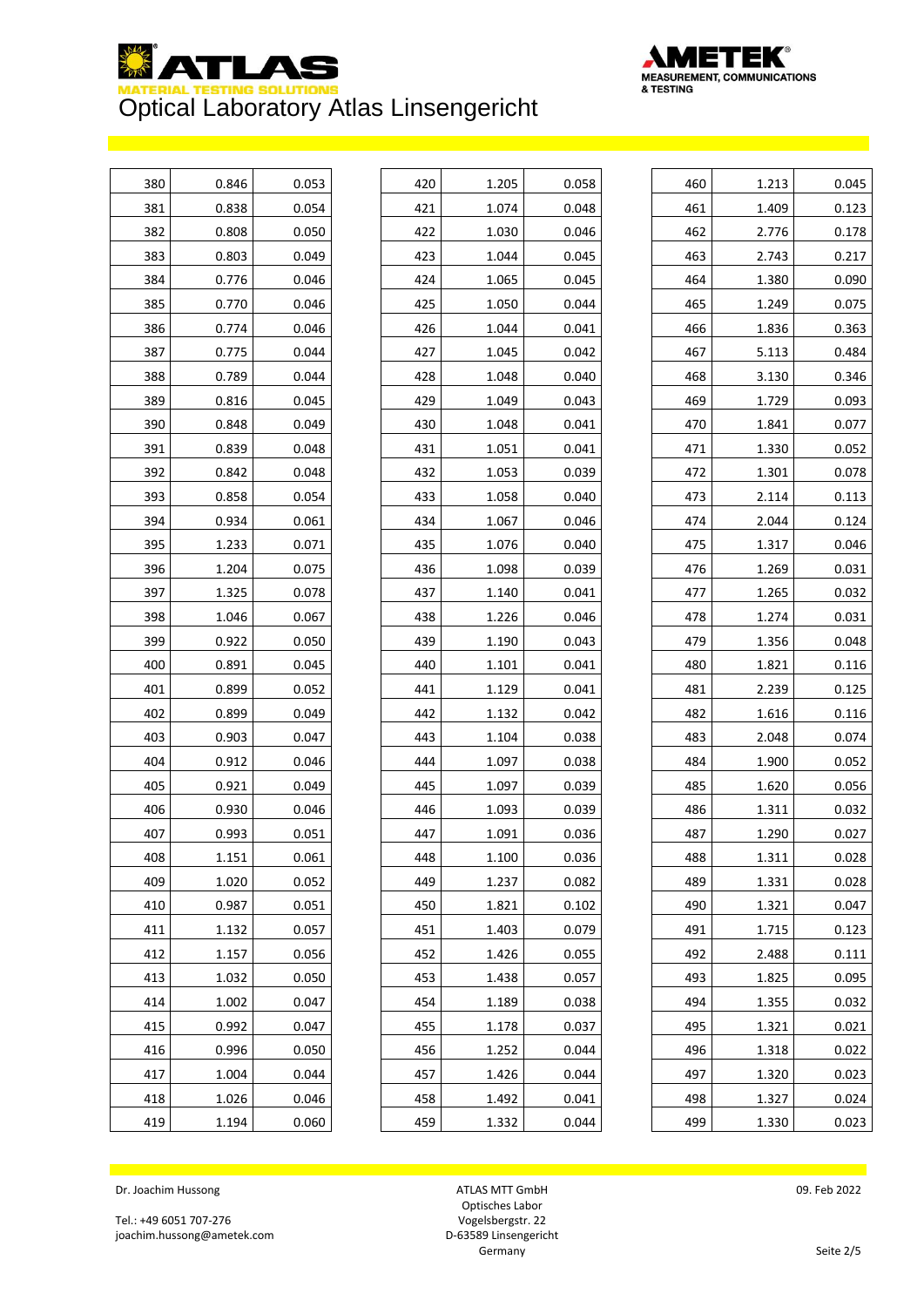# Optical Laboratory Atlas Linsengericht

| | | |
|---|---|---|
| 380 | 0.846 | 0.053 |
| 381 | 0.838 | 0.054 |
| 382 | 0.808 | 0.050 |
| 383 | 0.803 | 0.049 |
| 384 | 0.776 | 0.046 |
| 385 | 0.770 | 0.046 |
| 386 | 0.774 | 0.046 |
| 387 | 0.775 | 0.044 |
| 388 | 0.789 | 0.044 |
| 389 | 0.816 | 0.045 |
| 390 | 0.848 | 0.049 |
| 391 | 0.839 | 0.048 |
| 392 | 0.842 | 0.048 |
| 393 | 0.858 | 0.054 |
| 394 | 0.934 | 0.061 |
| 395 | 1.233 | 0.071 |
| 396 | 1.204 | 0.075 |
| 397 | 1.325 | 0.078 |
| 398 | 1.046 | 0.067 |
| 399 | 0.922 | 0.050 |
| 400 | 0.891 | 0.045 |
| 401 | 0.899 | 0.052 |
| 402 | 0.899 | 0.049 |
| 403 | 0.903 | 0.047 |
| 404 | 0.912 | 0.046 |
| 405 | 0.921 | 0.049 |
| 406 | 0.930 | 0.046 |
| 407 | 0.993 | 0.051 |
| 408 | 1.151 | 0.061 |
| 409 | 1.020 | 0.052 |
| 410 | 0.987 | 0.051 |
| 411 | 1.132 | 0.057 |
| 412 | 1.157 | 0.056 |
| 413 | 1.032 | 0.050 |
| 414 | 1.002 | 0.047 |
| 415 | 0.992 | 0.047 |
| 416 | 0.996 | 0.050 |
| 417 | 1.004 | 0.044 |
| 418 | 1.026 | 0.046 |
| 419 | 1.194 | 0.060 |
| 420 | 1.205 | 0.058 |
| 421 | 1.074 | 0.048 |
| 422 | 1.030 | 0.046 |
| 423 | 1.044 | 0.045 |
| 424 | 1.065 | 0.045 |
| 425 | 1.050 | 0.044 |
| 426 | 1.044 | 0.041 |
| 427 | 1.045 | 0.042 |
| 428 | 1.048 | 0.040 |
| 429 | 1.049 | 0.043 |
| 430 | 1.048 | 0.041 |
| 431 | 1.051 | 0.041 |
| 432 | 1.053 | 0.039 |
| 433 | 1.058 | 0.040 |
| 434 | 1.067 | 0.046 |
| 435 | 1.076 | 0.040 |
| 436 | 1.098 | 0.039 |
| 437 | 1.140 | 0.041 |
| 438 | 1.226 | 0.046 |
| 439 | 1.190 | 0.043 |
| 440 | 1.101 | 0.041 |
| 441 | 1.129 | 0.041 |
| 442 | 1.132 | 0.042 |
| 443 | 1.104 | 0.038 |
| 444 | 1.097 | 0.038 |
| 445 | 1.097 | 0.039 |
| 446 | 1.093 | 0.039 |
| 447 | 1.091 | 0.036 |
| 448 | 1.100 | 0.036 |
| 449 | 1.237 | 0.082 |
| 450 | 1.821 | 0.102 |
| 451 | 1.403 | 0.079 |
| 452 | 1.426 | 0.055 |
| 453 | 1.438 | 0.057 |
| 454 | 1.189 | 0.038 |
| 455 | 1.178 | 0.037 |
| 456 | 1.252 | 0.044 |
| 457 | 1.426 | 0.044 |
| 458 | 1.492 | 0.041 |
| 459 | 1.332 | 0.044 |
| 460 | 1.213 | 0.045 |
| 461 | 1.409 | 0.123 |
| 462 | 2.776 | 0.178 |
| 463 | 2.743 | 0.217 |
| 464 | 1.380 | 0.090 |
| 465 | 1.249 | 0.075 |
| 466 | 1.836 | 0.363 |
| 467 | 5.113 | 0.484 |
| 468 | 3.130 | 0.346 |
| 469 | 1.729 | 0.093 |
| 470 | 1.841 | 0.077 |
| 471 | 1.330 | 0.052 |
| 472 | 1.301 | 0.078 |
| 473 | 2.114 | 0.113 |
| 474 | 2.044 | 0.124 |
| 475 | 1.317 | 0.046 |
| 476 | 1.269 | 0.031 |
| 477 | 1.265 | 0.032 |
| 478 | 1.274 | 0.031 |
| 479 | 1.356 | 0.048 |
| 480 | 1.821 | 0.116 |
| 481 | 2.239 | 0.125 |
| 482 | 1.616 | 0.116 |
| 483 | 2.048 | 0.074 |
| 484 | 1.900 | 0.052 |
| 485 | 1.620 | 0.056 |
| 486 | 1.311 | 0.032 |
| 487 | 1.290 | 0.027 |
| 488 | 1.311 | 0.028 |
| 489 | 1.331 | 0.028 |
| 490 | 1.321 | 0.047 |
| 491 | 1.715 | 0.123 |
| 492 | 2.488 | 0.111 |
| 493 | 1.825 | 0.095 |
| 494 | 1.355 | 0.032 |
| 495 | 1.321 | 0.021 |
| 496 | 1.318 | 0.022 |
| 497 | 1.320 | 0.023 |
| 498 | 1.327 | 0.024 |
| 499 | 1.330 | 0.023 |

Dr. Joachim Hussong
Tel.: +49 6051 707-276
joachim.hussong@ametek.com

ATLAS MTT GmbH
Optisches Labor
Vogelsbergstr. 22
D-63589 Linsengericht
Germany

09. Feb 2022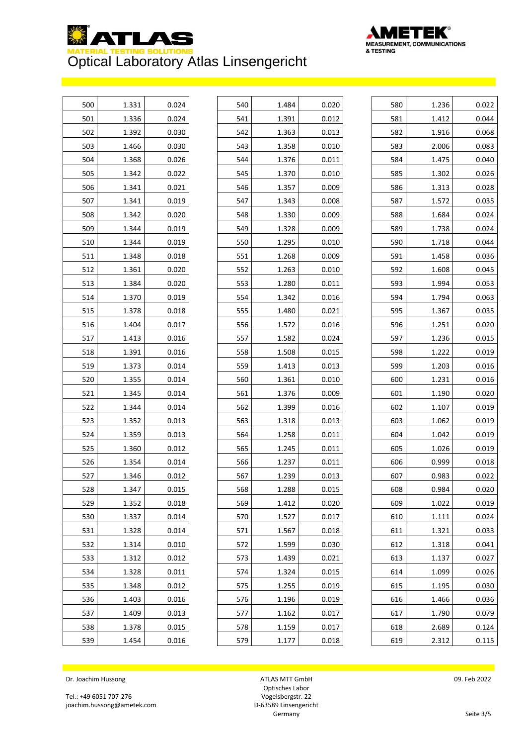# Optical Laboratory Atlas Linsengericht

| 500 | 1.331 | 0.024 |
|---|---|---|
| 501 | 1.336 | 0.024 |
| 502 | 1.392 | 0.030 |
| 503 | 1.466 | 0.030 |
| 504 | 1.368 | 0.026 |
| 505 | 1.342 | 0.022 |
| 506 | 1.341 | 0.021 |
| 507 | 1.341 | 0.019 |
| 508 | 1.342 | 0.020 |
| 509 | 1.344 | 0.019 |
| 510 | 1.344 | 0.019 |
| 511 | 1.348 | 0.018 |
| 512 | 1.361 | 0.020 |
| 513 | 1.384 | 0.020 |
| 514 | 1.370 | 0.019 |
| 515 | 1.378 | 0.018 |
| 516 | 1.404 | 0.017 |
| 517 | 1.413 | 0.016 |
| 518 | 1.391 | 0.016 |
| 519 | 1.373 | 0.014 |
| 520 | 1.355 | 0.014 |
| 521 | 1.345 | 0.014 |
| 522 | 1.344 | 0.014 |
| 523 | 1.352 | 0.013 |
| 524 | 1.359 | 0.013 |
| 525 | 1.360 | 0.012 |
| 526 | 1.354 | 0.014 |
| 527 | 1.346 | 0.012 |
| 528 | 1.347 | 0.015 |
| 529 | 1.352 | 0.018 |
| 530 | 1.337 | 0.014 |
| 531 | 1.328 | 0.014 |
| 532 | 1.314 | 0.010 |
| 533 | 1.312 | 0.012 |
| 534 | 1.328 | 0.011 |
| 535 | 1.348 | 0.012 |
| 536 | 1.403 | 0.016 |
| 537 | 1.409 | 0.013 |
| 538 | 1.378 | 0.015 |
| 539 | 1.454 | 0.016 |
| 540 | 1.484 | 0.020 |
| 541 | 1.391 | 0.012 |
| 542 | 1.363 | 0.013 |
| 543 | 1.358 | 0.010 |
| 544 | 1.376 | 0.011 |
| 545 | 1.370 | 0.010 |
| 546 | 1.357 | 0.009 |
| 547 | 1.343 | 0.008 |
| 548 | 1.330 | 0.009 |
| 549 | 1.328 | 0.009 |
| 550 | 1.295 | 0.010 |
| 551 | 1.268 | 0.009 |
| 552 | 1.263 | 0.010 |
| 553 | 1.280 | 0.011 |
| 554 | 1.342 | 0.016 |
| 555 | 1.480 | 0.021 |
| 556 | 1.572 | 0.016 |
| 557 | 1.582 | 0.024 |
| 558 | 1.508 | 0.015 |
| 559 | 1.413 | 0.013 |
| 560 | 1.361 | 0.010 |
| 561 | 1.376 | 0.009 |
| 562 | 1.399 | 0.016 |
| 563 | 1.318 | 0.013 |
| 564 | 1.258 | 0.011 |
| 565 | 1.245 | 0.011 |
| 566 | 1.237 | 0.011 |
| 567 | 1.239 | 0.013 |
| 568 | 1.288 | 0.015 |
| 569 | 1.412 | 0.020 |
| 570 | 1.527 | 0.017 |
| 571 | 1.567 | 0.018 |
| 572 | 1.599 | 0.030 |
| 573 | 1.439 | 0.021 |
| 574 | 1.324 | 0.015 |
| 575 | 1.255 | 0.019 |
| 576 | 1.196 | 0.019 |
| 577 | 1.162 | 0.017 |
| 578 | 1.159 | 0.017 |
| 579 | 1.177 | 0.018 |
| 580 | 1.236 | 0.022 |
| 581 | 1.412 | 0.044 |
| 582 | 1.916 | 0.068 |
| 583 | 2.006 | 0.083 |
| 584 | 1.475 | 0.040 |
| 585 | 1.302 | 0.026 |
| 586 | 1.313 | 0.028 |
| 587 | 1.572 | 0.035 |
| 588 | 1.684 | 0.024 |
| 589 | 1.738 | 0.024 |
| 590 | 1.718 | 0.044 |
| 591 | 1.458 | 0.036 |
| 592 | 1.608 | 0.045 |
| 593 | 1.994 | 0.053 |
| 594 | 1.794 | 0.063 |
| 595 | 1.367 | 0.035 |
| 596 | 1.251 | 0.020 |
| 597 | 1.236 | 0.015 |
| 598 | 1.222 | 0.019 |
| 599 | 1.203 | 0.016 |
| 600 | 1.231 | 0.016 |
| 601 | 1.190 | 0.020 |
| 602 | 1.107 | 0.019 |
| 603 | 1.062 | 0.019 |
| 604 | 1.042 | 0.019 |
| 605 | 1.026 | 0.019 |
| 606 | 0.999 | 0.018 |
| 607 | 0.983 | 0.022 |
| 608 | 0.984 | 0.020 |
| 609 | 1.022 | 0.019 |
| 610 | 1.111 | 0.024 |
| 611 | 1.321 | 0.033 |
| 612 | 1.318 | 0.041 |
| 613 | 1.137 | 0.027 |
| 614 | 1.099 | 0.026 |
| 615 | 1.195 | 0.030 |
| 616 | 1.466 | 0.036 |
| 617 | 1.790 | 0.079 |
| 618 | 2.689 | 0.124 |
| 619 | 2.312 | 0.115 |

Dr. Joachim Hussong
Tel.: +49 6051 707-276
joachim.hussong@ametek.com

ATLAS MTT GmbH
Optisches Labor
Vogelsbergstr. 22
D-63589 Linsengericht
Germany

09. Feb 2022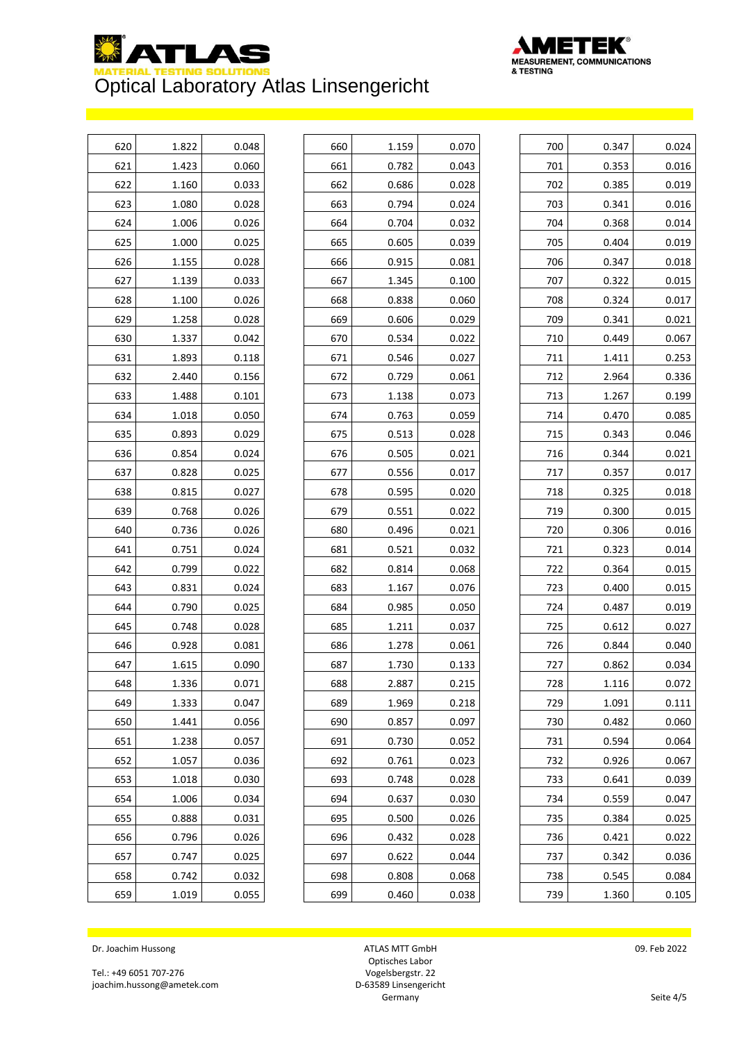# Optical Laboratory Atlas Linsengericht

| | | |
|---|---|---|
| 620 | 1.822 | 0.048 |
| 621 | 1.423 | 0.060 |
| 622 | 1.160 | 0.033 |
| 623 | 1.080 | 0.028 |
| 624 | 1.006 | 0.026 |
| 625 | 1.000 | 0.025 |
| 626 | 1.155 | 0.028 |
| 627 | 1.139 | 0.033 |
| 628 | 1.100 | 0.026 |
| 629 | 1.258 | 0.028 |
| 630 | 1.337 | 0.042 |
| 631 | 1.893 | 0.118 |
| 632 | 2.440 | 0.156 |
| 633 | 1.488 | 0.101 |
| 634 | 1.018 | 0.050 |
| 635 | 0.893 | 0.029 |
| 636 | 0.854 | 0.024 |
| 637 | 0.828 | 0.025 |
| 638 | 0.815 | 0.027 |
| 639 | 0.768 | 0.026 |
| 640 | 0.736 | 0.026 |
| 641 | 0.751 | 0.024 |
| 642 | 0.799 | 0.022 |
| 643 | 0.831 | 0.024 |
| 644 | 0.790 | 0.025 |
| 645 | 0.748 | 0.028 |
| 646 | 0.928 | 0.081 |
| 647 | 1.615 | 0.090 |
| 648 | 1.336 | 0.071 |
| 649 | 1.333 | 0.047 |
| 650 | 1.441 | 0.056 |
| 651 | 1.238 | 0.057 |
| 652 | 1.057 | 0.036 |
| 653 | 1.018 | 0.030 |
| 654 | 1.006 | 0.034 |
| 655 | 0.888 | 0.031 |
| 656 | 0.796 | 0.026 |
| 657 | 0.747 | 0.025 |
| 658 | 0.742 | 0.032 |
| 659 | 1.019 | 0.055 |
| 660 | 1.159 | 0.070 |
| 661 | 0.782 | 0.043 |
| 662 | 0.686 | 0.028 |
| 663 | 0.794 | 0.024 |
| 664 | 0.704 | 0.032 |
| 665 | 0.605 | 0.039 |
| 666 | 0.915 | 0.081 |
| 667 | 1.345 | 0.100 |
| 668 | 0.838 | 0.060 |
| 669 | 0.606 | 0.029 |
| 670 | 0.534 | 0.022 |
| 671 | 0.546 | 0.027 |
| 672 | 0.729 | 0.061 |
| 673 | 1.138 | 0.073 |
| 674 | 0.763 | 0.059 |
| 675 | 0.513 | 0.028 |
| 676 | 0.505 | 0.021 |
| 677 | 0.556 | 0.017 |
| 678 | 0.595 | 0.020 |
| 679 | 0.551 | 0.022 |
| 680 | 0.496 | 0.021 |
| 681 | 0.521 | 0.032 |
| 682 | 0.814 | 0.068 |
| 683 | 1.167 | 0.076 |
| 684 | 0.985 | 0.050 |
| 685 | 1.211 | 0.037 |
| 686 | 1.278 | 0.061 |
| 687 | 1.730 | 0.133 |
| 688 | 2.887 | 0.215 |
| 689 | 1.969 | 0.218 |
| 690 | 0.857 | 0.097 |
| 691 | 0.730 | 0.052 |
| 692 | 0.761 | 0.023 |
| 693 | 0.748 | 0.028 |
| 694 | 0.637 | 0.030 |
| 695 | 0.500 | 0.026 |
| 696 | 0.432 | 0.028 |
| 697 | 0.622 | 0.044 |
| 698 | 0.808 | 0.068 |
| 699 | 0.460 | 0.038 |
| 700 | 0.347 | 0.024 |
| 701 | 0.353 | 0.016 |
| 702 | 0.385 | 0.019 |
| 703 | 0.341 | 0.016 |
| 704 | 0.368 | 0.014 |
| 705 | 0.404 | 0.019 |
| 706 | 0.347 | 0.018 |
| 707 | 0.322 | 0.015 |
| 708 | 0.324 | 0.017 |
| 709 | 0.341 | 0.021 |
| 710 | 0.449 | 0.067 |
| 711 | 1.411 | 0.253 |
| 712 | 2.964 | 0.336 |
| 713 | 1.267 | 0.199 |
| 714 | 0.470 | 0.085 |
| 715 | 0.343 | 0.046 |
| 716 | 0.344 | 0.021 |
| 717 | 0.357 | 0.017 |
| 718 | 0.325 | 0.018 |
| 719 | 0.300 | 0.015 |
| 720 | 0.306 | 0.016 |
| 721 | 0.323 | 0.014 |
| 722 | 0.364 | 0.015 |
| 723 | 0.400 | 0.015 |
| 724 | 0.487 | 0.019 |
| 725 | 0.612 | 0.027 |
| 726 | 0.844 | 0.040 |
| 727 | 0.862 | 0.034 |
| 728 | 1.116 | 0.072 |
| 729 | 1.091 | 0.111 |
| 730 | 0.482 | 0.060 |
| 731 | 0.594 | 0.064 |
| 732 | 0.926 | 0.067 |
| 733 | 0.641 | 0.039 |
| 734 | 0.559 | 0.047 |
| 735 | 0.384 | 0.025 |
| 736 | 0.421 | 0.022 |
| 737 | 0.342 | 0.036 |
| 738 | 0.545 | 0.084 |
| 739 | 1.360 | 0.105 |

Dr. Joachim Hussong

Tel.: +49 6051 707-276
joachim.hussong@ametek.com

ATLAS MTT GmbH
Optisches Labor
Vogelsbergstr. 22
D-63589 Linsengericht
Germany

09. Feb 2022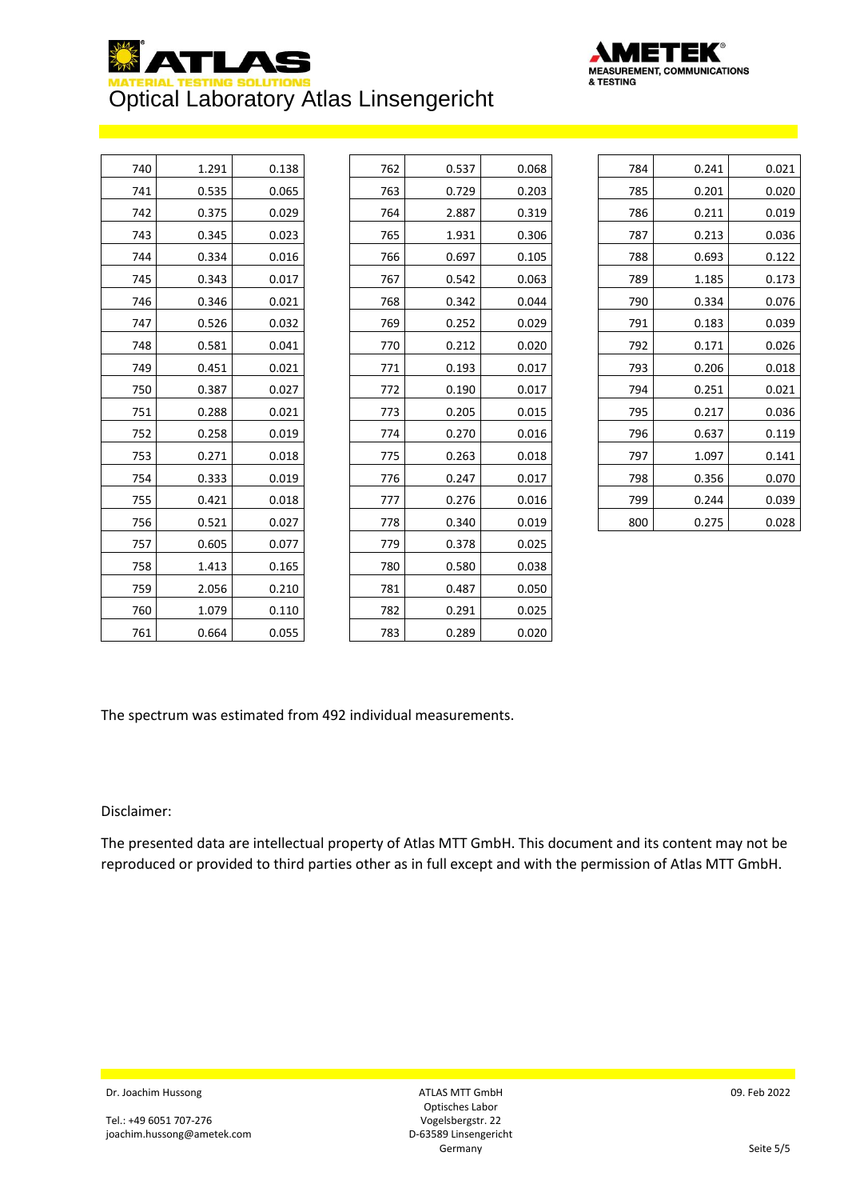# Optical Laboratory Atlas Linsengericht

| | | |
|---|---|---|
| 740 | 1.291 | 0.138 |
| 741 | 0.535 | 0.065 |
| 742 | 0.375 | 0.029 |
| 743 | 0.345 | 0.023 |
| 744 | 0.334 | 0.016 |
| 745 | 0.343 | 0.017 |
| 746 | 0.346 | 0.021 |
| 747 | 0.526 | 0.032 |
| 748 | 0.581 | 0.041 |
| 749 | 0.451 | 0.021 |
| 750 | 0.387 | 0.027 |
| 751 | 0.288 | 0.021 |
| 752 | 0.258 | 0.019 |
| 753 | 0.271 | 0.018 |
| 754 | 0.333 | 0.019 |
| 755 | 0.421 | 0.018 |
| 756 | 0.521 | 0.027 |
| 757 | 0.605 | 0.077 |
| 758 | 1.413 | 0.165 |
| 759 | 2.056 | 0.210 |
| 760 | 1.079 | 0.110 |
| 761 | 0.664 | 0.055 |
| 762 | 0.537 | 0.068 |
| 763 | 0.729 | 0.203 |
| 764 | 2.887 | 0.319 |
| 765 | 1.931 | 0.306 |
| 766 | 0.697 | 0.105 |
| 767 | 0.542 | 0.063 |
| 768 | 0.342 | 0.044 |
| 769 | 0.252 | 0.029 |
| 770 | 0.212 | 0.020 |
| 771 | 0.193 | 0.017 |
| 772 | 0.190 | 0.017 |
| 773 | 0.205 | 0.015 |
| 774 | 0.270 | 0.016 |
| 775 | 0.263 | 0.018 |
| 776 | 0.247 | 0.017 |
| 777 | 0.276 | 0.016 |
| 778 | 0.340 | 0.019 |
| 779 | 0.378 | 0.025 |
| 780 | 0.580 | 0.038 |
| 781 | 0.487 | 0.050 |
| 782 | 0.291 | 0.025 |
| 783 | 0.289 | 0.020 |
| 784 | 0.241 | 0.021 |
| 785 | 0.201 | 0.020 |
| 786 | 0.211 | 0.019 |
| 787 | 0.213 | 0.036 |
| 788 | 0.693 | 0.122 |
| 789 | 1.185 | 0.173 |
| 790 | 0.334 | 0.076 |
| 791 | 0.183 | 0.039 |
| 792 | 0.171 | 0.026 |
| 793 | 0.206 | 0.018 |
| 794 | 0.251 | 0.021 |
| 795 | 0.217 | 0.036 |
| 796 | 0.637 | 0.119 |
| 797 | 1.097 | 0.141 |
| 798 | 0.356 | 0.070 |
| 799 | 0.244 | 0.039 |
| 800 | 0.275 | 0.028 |

The spectrum was estimated from 492 individual measurements.

Disclaimer:

The presented data are intellectual property of Atlas MTT GmbH. This document and its content may not be reproduced or provided to third parties other as in full except and with the permission of Atlas MTT GmbH.

Dr. Joachim Hussong
Tel.: +49 6051 707-276
joachim.hussong@ametek.com

ATLAS MTT GmbH
Optisches Labor
Vogelsbergstr. 22
D-63589 Linsengericht
Germany

09. Feb 2022